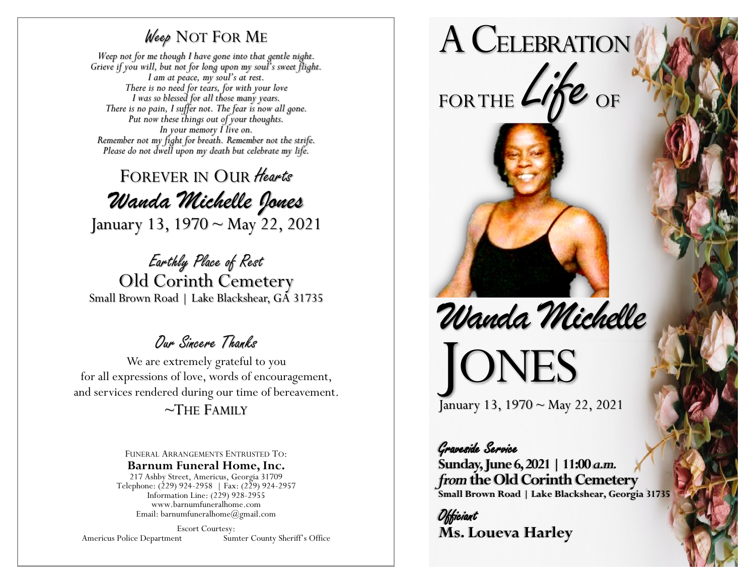## *Weep* Not For Me

*Weep not for me though I have gone into that gentle night.*
*Grieve if you will, but not for long upon my soul's sweet flight.*
*I am at peace, my soul's at rest.*
*There is no need for tears, for with your love*
*I was so blessed for all those many years.*
*There is no pain, I suffer not. The fear is now all gone.*
*Put now these things out of your thoughts.*
*In your memory I live on.*
*Remember not my fight for breath. Remember not the strife.*
*Please do not dwell upon my death but celebrate my life.*

## Forever in Our *Hearts*

## *Wanda Michelle Jones*

January 13, 1970 ~ May 22, 2021

### *Earthly Place of Rest*

Old Corinth Cemetery
Small Brown Road | Lake Blackshear, GA 31735

### *Our Sincere Thanks*

We are extremely grateful to you
for all expressions of love, words of encouragement,
and services rendered during our time of bereavement.

~The Family

Funeral Arrangements Entrusted To:
**Barnum Funeral Home, Inc.**
217 Ashby Street, Americus, Georgia 31709
Telephone: (229) 924-2958 | Fax: (229) 924-2957
Information Line: (229) 928-2955
www.barnumfuneralhome.com
Email: barnumfuneralhome@gmail.com

Escort Courtesy:
Americus Police Department    Sumter County Sheriff's Office

# A Celebration for the *Life* of

# *Wanda Michelle* Jones

January 13, 1970 ~ May 22, 2021

*Graveside Service*
**Sunday, June 6, 2021 | 11:00 *a.m.***
***from* the Old Corinth Cemetery**
**Small Brown Road | Lake Blackshear, Georgia 31735**

*Officiant*
**Ms. Loueva Harley**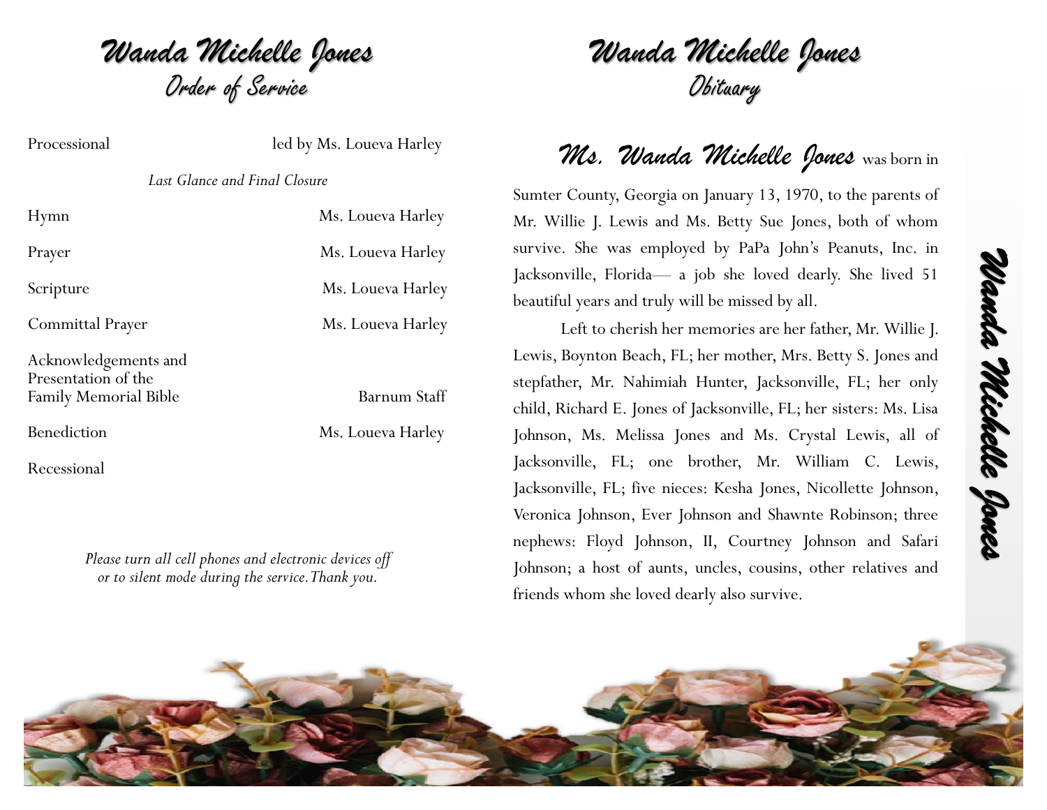# Wanda Michelle Jones
## Order of Service

| | |
|---|---|
| Processional | led by Ms. Loueva Harley |

*Last Glance and Final Closure*

| | |
|---|---|
| Hymn | Ms. Loueva Harley |
| Prayer | Ms. Loueva Harley |
| Scripture | Ms. Loueva Harley |
| Committal Prayer | Ms. Loueva Harley |
| Acknowledgements and Presentation of the Family Memorial Bible | Barnum Staff |
| Benediction | Ms. Loueva Harley |
| Recessional | |

*Please turn all cell phones and electronic devices off or to silent mode during the service. Thank you.*

# Wanda Michelle Jones
## Obituary

***Ms. Wanda Michelle Jones*** was born in Sumter County, Georgia on January 13, 1970, to the parents of Mr. Willie J. Lewis and Ms. Betty Sue Jones, both of whom survive. She was employed by PaPa John's Peanuts, Inc. in Jacksonville, Florida— a job she loved dearly. She lived 51 beautiful years and truly will be missed by all.

Left to cherish her memories are her father, Mr. Willie J. Lewis, Boynton Beach, FL; her mother, Mrs. Betty S. Jones and stepfather, Mr. Nahimiah Hunter, Jacksonville, FL; her only child, Richard E. Jones of Jacksonville, FL; her sisters: Ms. Lisa Johnson, Ms. Melissa Jones and Ms. Crystal Lewis, all of Jacksonville, FL; one brother, Mr. William C. Lewis, Jacksonville, FL; five nieces: Kesha Jones, Nicollette Johnson, Veronica Johnson, Ever Johnson and Shawnte Robinson; three nephews: Floyd Johnson, II, Courtney Johnson and Safari Johnson; a host of aunts, uncles, cousins, other relatives and friends whom she loved dearly also survive.

Wanda Michelle Jones